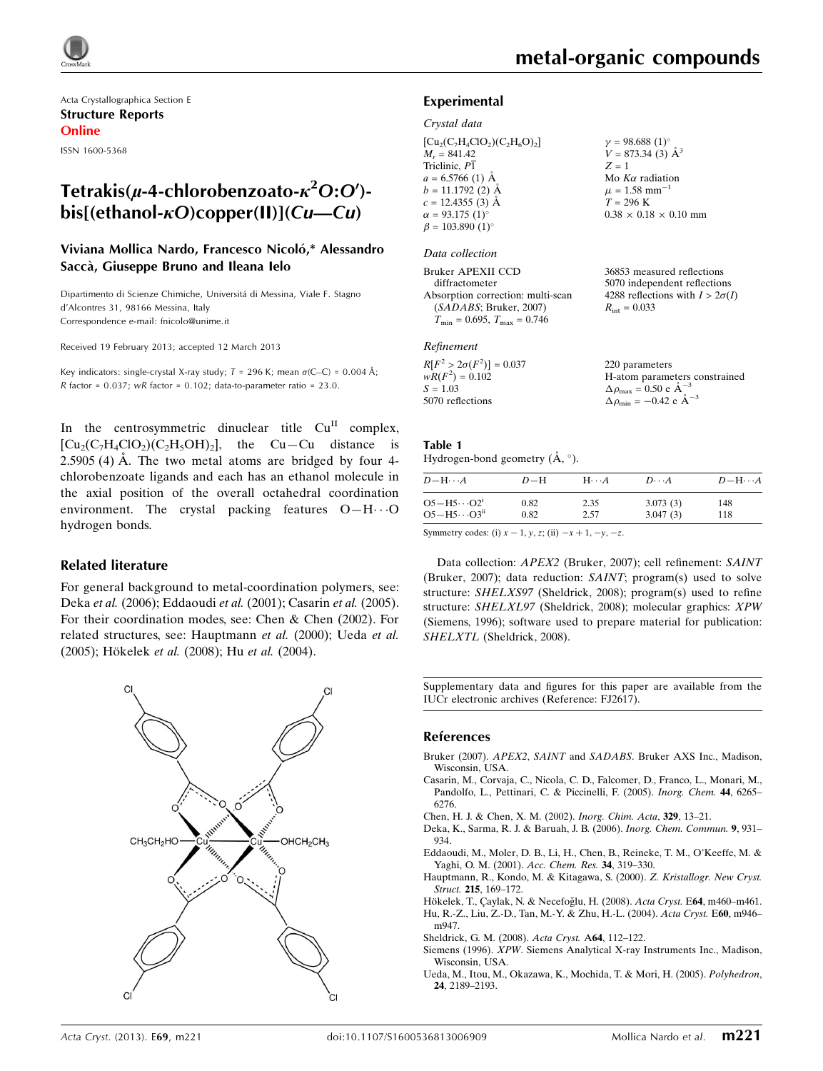Acta Crystallographica Section E

**Structure Reports**

**Online**

ISSN 1600-5368

# Tetrakis($\mu$-4-chlorobenzoato-$\kappa^2O$:$O'$)-bis[(ethanol-$\kappa O$)copper(II)](*Cu*—*Cu*)

**Viviana Mollica Nardo, Francesco Nicoló,* Alessandro Saccà, Giuseppe Bruno and Ileana Ielo**

Dipartimento di Scienze Chimiche, Universitá di Messina, Viale F. Stagno d'Alcontres 31, 98166 Messina, Italy

Correspondence e-mail: fnicolo@unime.it

Received 19 February 2013; accepted 12 March 2013

Key indicators: single-crystal X-ray study; $T$ = 296 K; mean $\sigma$(C–C) = 0.004 Å; $R$ factor = 0.037; $wR$ factor = 0.102; data-to-parameter ratio = 23.0.

In the centrosymmetric dinuclear title Cu$^{II}$ complex, $[Cu_2(C_7H_4ClO_2)(C_2H_5OH)_2]$, the Cu—Cu distance is 2.5905 (4) Å. The two metal atoms are bridged by four 4-chlorobenzoate ligands and each has an ethanol molecule in the axial position of the overall octahedral coordination environment. The crystal packing features O—H$\cdots$O hydrogen bonds.

## Related literature

For general background to metal-coordination polymers, see: Deka *et al.* (2006); Eddaoudi *et al.* (2001); Casarin *et al.* (2005). For their coordination modes, see: Chen & Chen (2002). For related structures, see: Hauptmann *et al.* (2000); Ueda *et al.* (2005); Hökelek *et al.* (2008); Hu *et al.* (2004).

## Experimental

### Crystal data

$[Cu_2(C_7H_4ClO_2)(C_2H_6O)_2]$
$M_r$ = 841.42
Triclinic, $P\overline{1}$
$a$ = 6.5766 (1) Å
$b$ = 11.1792 (2) Å
$c$ = 12.4355 (3) Å
$\alpha$ = 93.175 (1)°
$\beta$ = 103.890 (1)°
$\gamma$ = 98.688 (1)°
$V$ = 873.34 (3) Å$^3$
$Z$ = 1
Mo $K\alpha$ radiation
$\mu$ = 1.58 mm$^{-1}$
$T$ = 296 K
0.38 × 0.18 × 0.10 mm

### Data collection

Bruker APEXII CCD diffractometer
Absorption correction: multi-scan (*SADABS*; Bruker, 2007)
$T_{min}$ = 0.695, $T_{max}$ = 0.746
36853 measured reflections
5070 independent reflections
4288 reflections with $I > 2\sigma(I)$
$R_{int}$ = 0.033

### Refinement

$R[F^2 > 2\sigma(F^2)]$ = 0.037
$wR(F^2)$ = 0.102
$S$ = 1.03
5070 reflections
220 parameters
H-atom parameters constrained
$\Delta\rho_{max}$ = 0.50 e Å$^{-3}$
$\Delta\rho_{min}$ = −0.42 e Å$^{-3}$

**Table 1**
Hydrogen-bond geometry (Å, °).

| $D$—H$\cdots A$ | $D$—H | H$\cdots A$ | $D\cdots A$ | $D$—H$\cdots A$ |
|---|---|---|---|---|
| O5—H5$\cdots$O2$^{i}$ | 0.82 | 2.35 | 3.073 (3) | 148 |
| O5—H5$\cdots$O3$^{ii}$ | 0.82 | 2.57 | 3.047 (3) | 118 |

Symmetry codes: (i) $x-1, y, z$; (ii) $-x+1, -y, -z$.

Data collection: *APEX2* (Bruker, 2007); cell refinement: *SAINT* (Bruker, 2007); data reduction: *SAINT*; program(s) used to solve structure: *SHELXS97* (Sheldrick, 2008); program(s) used to refine structure: *SHELXL97* (Sheldrick, 2008); molecular graphics: *XPW* (Siemens, 1996); software used to prepare material for publication: *SHELXTL* (Sheldrick, 2008).

Supplementary data and figures for this paper are available from the IUCr electronic archives (Reference: FJ2617).

## References

Bruker (2007). *APEX2*, *SAINT* and *SADABS*. Bruker AXS Inc., Madison, Wisconsin, USA.

Casarin, M., Corvaja, C., Nicola, C. D., Falcomer, D., Franco, L., Monari, M., Pandolfo, L., Pettinari, C. & Piccinelli, F. (2005). *Inorg. Chem.* **44**, 6265–6276.

Chen, H. J. & Chen, X. M. (2002). *Inorg. Chim. Acta*, **329**, 13–21.

Deka, K., Sarma, R. J. & Baruah, J. B. (2006). *Inorg. Chem. Commun.* **9**, 931–934.

Eddaoudi, M., Moler, D. B., Li, H., Chen, B., Reineke, T. M., O'Keeffe, M. & Yaghi, O. M. (2001). *Acc. Chem. Res.* **34**, 319–330.

Hauptmann, R., Kondo, M. & Kitagawa, S. (2000). *Z. Kristallogr. New Cryst. Struct.* **215**, 169–172.

Hökelek, T., Çaylak, N. & Necefoğlu, H. (2008). *Acta Cryst.* E**64**, m460–m461.

Hu, R.-Z., Liu, Z.-D., Tan, M.-Y. & Zhu, H.-L. (2004). *Acta Cryst.* E**60**, m946–m947.

Sheldrick, G. M. (2008). *Acta Cryst.* A**64**, 112–122.

Siemens (1996). *XPW*. Siemens Analytical X-ray Instruments Inc., Madison, Wisconsin, USA.

Ueda, M., Itou, M., Okazawa, K., Mochida, T. & Mori, H. (2005). *Polyhedron*, **24**, 2189–2193.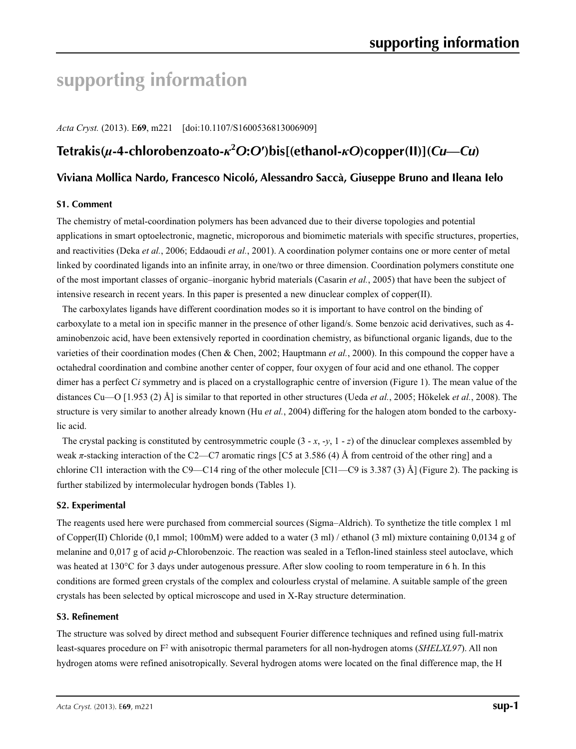# supporting information

*Acta Cryst.* (2013). E**69**, m221 [doi:10.1107/S1600536813006909]

## Tetrakis(*μ*-4-chlorobenzoato-*κ*[2]*O*:*O*′)bis[(ethanol-*κO*)copper(II)](*Cu*—*Cu*)

### Viviana Mollica Nardo, Francesco Nicolò, Alessandro Saccà, Giuseppe Bruno and Ileana Ielo

#### S1. Comment

The chemistry of metal-coordination polymers has been advanced due to their diverse topologies and potential applications in smart optoelectronic, magnetic, microporous and biomimetic materials with specific structures, properties, and reactivities (Deka *et al.*, 2006; Eddaoudi *et al.*, 2001). A coordination polymer contains one or more center of metal linked by coordinated ligands into an infinite array, in one/two or three dimension. Coordination polymers constitute one of the most important classes of organic–inorganic hybrid materials (Casarin *et al.*, 2005) that have been the subject of intensive research in recent years. In this paper is presented a new dinuclear complex of copper(II).

The carboxylates ligands have different coordination modes so it is important to have control on the binding of carboxylate to a metal ion in specific manner in the presence of other ligand/s. Some benzoic acid derivatives, such as 4-aminobenzoic acid, have been extensively reported in coordination chemistry, as bifunctional organic ligands, due to the varieties of their coordination modes (Chen & Chen, 2002; Hauptmann *et al.*, 2000). In this compound the copper have a octahedral coordination and combine another center of copper, four oxygen of four acid and one ethanol. The copper dimer has a perfect C*i* symmetry and is placed on a crystallographic centre of inversion (Figure 1). The mean value of the distances Cu—O [1.953 (2) Å] is similar to that reported in other structures (Ueda *et al.*, 2005; Hökelek *et al.*, 2008). The structure is very similar to another already known (Hu *et al.*, 2004) differing for the halogen atom bonded to the carboxylic acid.

The crystal packing is constituted by centrosymmetric couple (3 - *x*, -*y*, 1 - *z*) of the dinuclear complexes assembled by weak *π*-stacking interaction of the C2—C7 aromatic rings [C5 at 3.586 (4) Å from centroid of the other ring] and a chlorine Cl1 interaction with the C9—C14 ring of the other molecule [Cl1—C9 is 3.387 (3) Å] (Figure 2). The packing is further stabilized by intermolecular hydrogen bonds (Tables 1).

#### S2. Experimental

The reagents used here were purchased from commercial sources (Sigma–Aldrich). To synthetize the title complex 1 ml of Copper(II) Chloride (0,1 mmol; 100mM) were added to a water (3 ml) / ethanol (3 ml) mixture containing 0,0134 g of melanine and 0,017 g of acid *p*-Chlorobenzoic. The reaction was sealed in a Teflon-lined stainless steel autoclave, which was heated at 130°C for 3 days under autogenous pressure. After slow cooling to room temperature in 6 h. In this conditions are formed green crystals of the complex and colourless crystal of melamine. A suitable sample of the green crystals has been selected by optical microscope and used in X-Ray structure determination.

#### S3. Refinement

The structure was solved by direct method and subsequent Fourier difference techniques and refined using full-matrix least-squares procedure on $F^2$ with anisotropic thermal parameters for all non-hydrogen atoms (*SHELXL97*). All non hydrogen atoms were refined anisotropically. Several hydrogen atoms were located on the final difference map, the H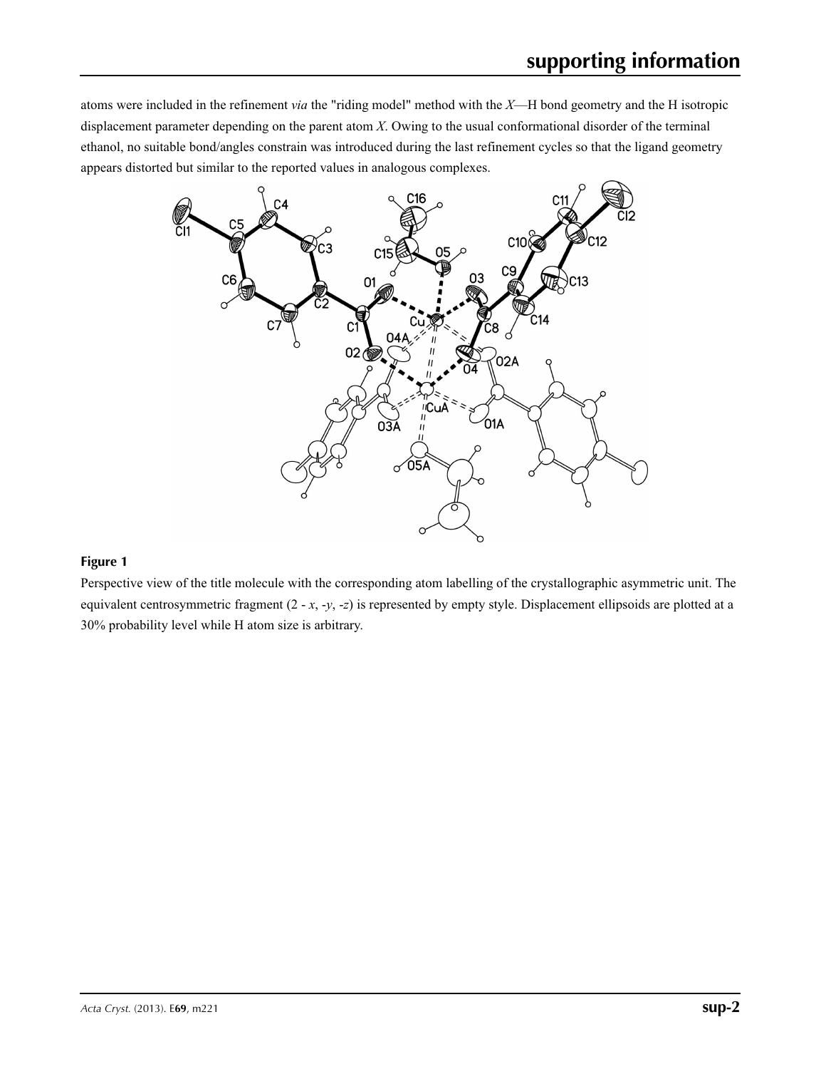atoms were included in the refinement *via* the "riding model" method with the *X*—H bond geometry and the H isotropic displacement parameter depending on the parent atom *X*. Owing to the usual conformational disorder of the terminal ethanol, no suitable bond/angles constrain was introduced during the last refinement cycles so that the ligand geometry appears distorted but similar to the reported values in analogous complexes.

**Figure 1**

Perspective view of the title molecule with the corresponding atom labelling of the crystallographic asymmetric unit. The equivalent centrosymmetric fragment (2 - *x*, -*y*, -*z*) is represented by empty style. Displacement ellipsoids are plotted at a 30% probability level while H atom size is arbitrary.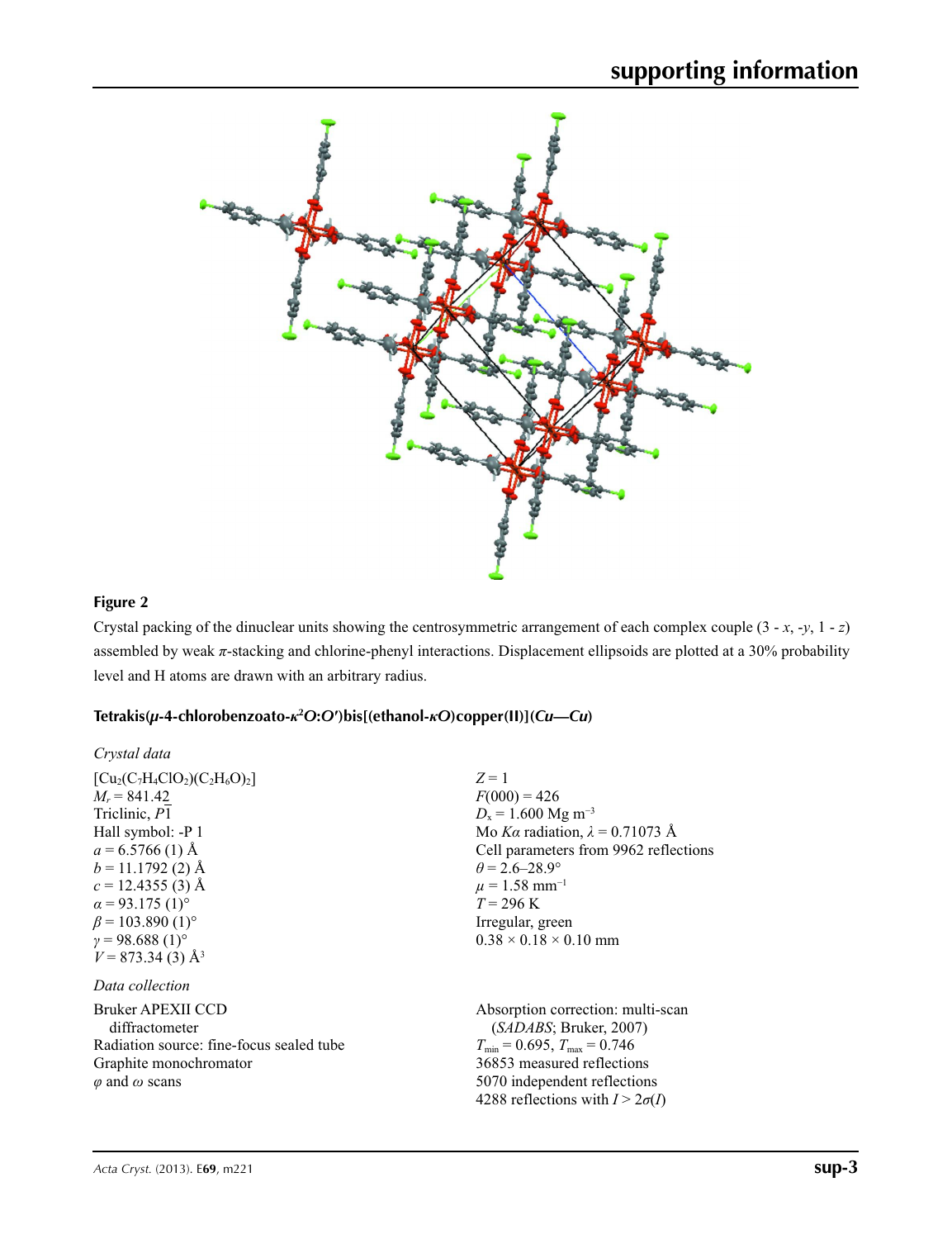**Figure 2**

Crystal packing of the dinuclear units showing the centrosymmetric arrangement of each complex couple (3 - *x*, -*y*, 1 - *z*) assembled by weak *π*-stacking and chlorine-phenyl interactions. Displacement ellipsoids are plotted at a 30% probability level and H atoms are drawn with an arbitrary radius.

### Tetrakis(*μ*-4-chlorobenzoato-$\kappa^2O$:$O'$)bis[(ethanol-$\kappa O$)copper(II)](*Cu*—*Cu*)

*Crystal data*

$[Cu_2(C_7H_4ClO_2)(C_2H_6O)_2]$
$M_r = 841.42$
Triclinic, $P\overline{1}$
Hall symbol: -P 1
$a = 6.5766$ (1) Å
$b = 11.1792$ (2) Å
$c = 12.4355$ (3) Å
$\alpha = 93.175$ (1)°
$\beta = 103.890$ (1)°
$\gamma = 98.688$ (1)°
$V = 873.34$ (3) Å$^3$
$Z = 1$
$F(000) = 426$
$D_x = 1.600$ Mg m$^{-3}$
Mo $K\alpha$ radiation, $\lambda = 0.71073$ Å
Cell parameters from 9962 reflections
$\theta = 2.6$–28.9°
$\mu = 1.58$ mm$^{-1}$
$T = 296$ K
Irregular, green
0.38 × 0.18 × 0.10 mm

*Data collection*

Bruker APEXII CCD diffractometer
Radiation source: fine-focus sealed tube
Graphite monochromator
$\varphi$ and $\omega$ scans
Absorption correction: multi-scan (*SADABS*; Bruker, 2007)
$T_{min} = 0.695$, $T_{max} = 0.746$
36853 measured reflections
5070 independent reflections
4288 reflections with $I > 2\sigma(I)$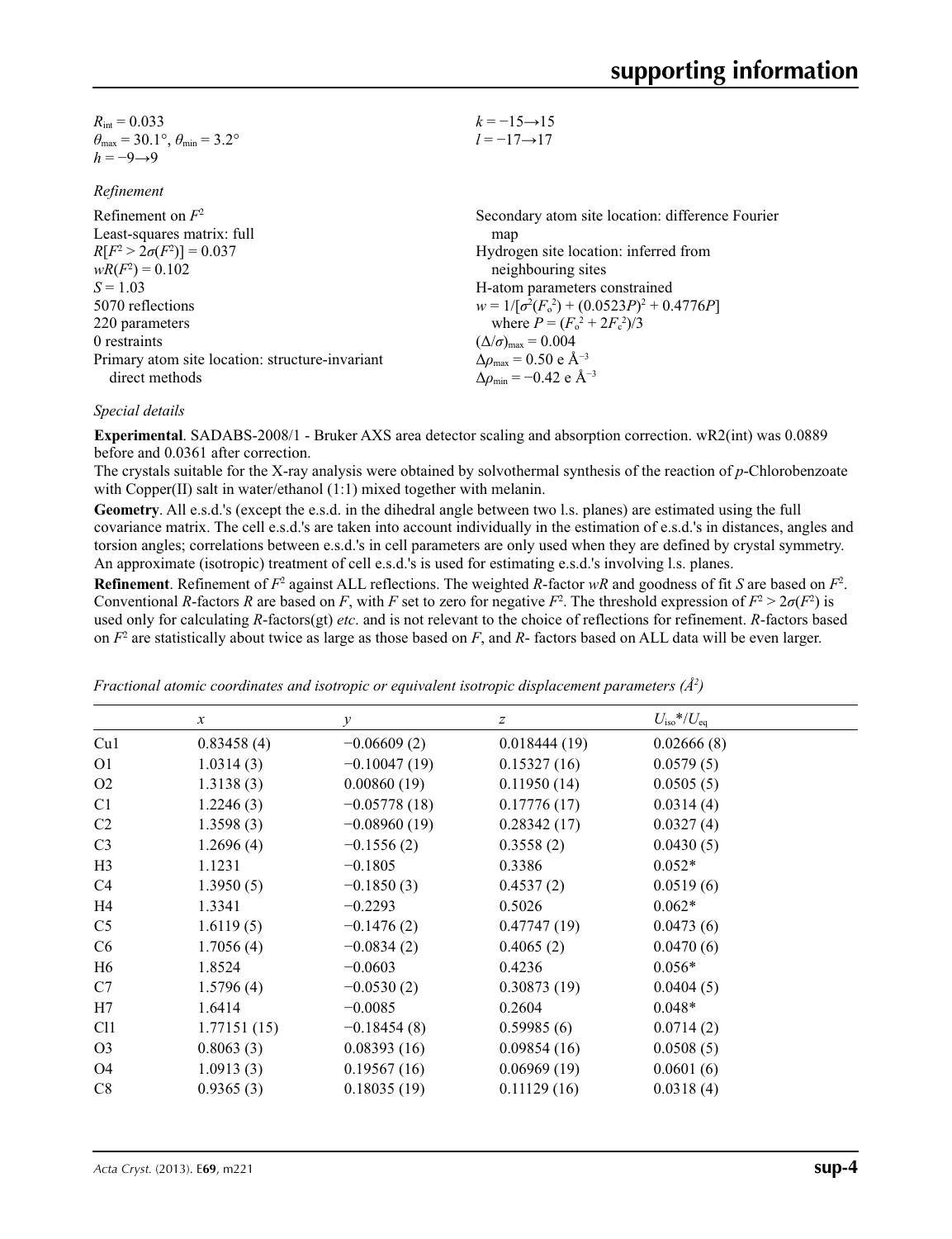$R_{int} = 0.033$
$\theta_{max} = 30.1°$, $\theta_{min} = 3.2°$
$h = -9 \rightarrow 9$
$k = -15 \rightarrow 15$
$l = -17 \rightarrow 17$

*Refinement*

Refinement on $F^2$
Least-squares matrix: full
$R[F^2 > 2\sigma(F^2)] = 0.037$
$wR(F^2) = 0.102$
$S = 1.03$
5070 reflections
220 parameters
0 restraints
Primary atom site location: structure-invariant direct methods
Secondary atom site location: difference Fourier map
Hydrogen site location: inferred from neighbouring sites
H-atom parameters constrained
$w = 1/[\sigma^2(F_o^2) + (0.0523P)^2 + 0.4776P]$
where $P = (F_o^2 + 2F_c^2)/3$
$(\Delta/\sigma)_{max} = 0.004$
$\Delta\rho_{max} = 0.50$ e Å$^{-3}$
$\Delta\rho_{min} = -0.42$ e Å$^{-3}$

*Special details*

**Experimental**. SADABS-2008/1 - Bruker AXS area detector scaling and absorption correction. wR2(int) was 0.0889 before and 0.0361 after correction.
The crystals suitable for the X-ray analysis were obtained by solvothermal synthesis of the reaction of *p*-Chlorobenzoate with Copper(II) salt in water/ethanol (1:1) mixed together with melanin.

**Geometry**. All e.s.d.'s (except the e.s.d. in the dihedral angle between two l.s. planes) are estimated using the full covariance matrix. The cell e.s.d.'s are taken into account individually in the estimation of e.s.d.'s in distances, angles and torsion angles; correlations between e.s.d.'s in cell parameters are only used when they are defined by crystal symmetry. An approximate (isotropic) treatment of cell e.s.d.'s is used for estimating e.s.d.'s involving l.s. planes.

**Refinement**. Refinement of $F^2$ against ALL reflections. The weighted *R*-factor *wR* and goodness of fit *S* are based on $F^2$. Conventional *R*-factors *R* are based on *F*, with *F* set to zero for negative $F^2$. The threshold expression of $F^2 > 2\sigma(F^2)$ is used only for calculating *R*-factors(gt) *etc*. and is not relevant to the choice of reflections for refinement. *R*-factors based on $F^2$ are statistically about twice as large as those based on *F*, and *R*- factors based on ALL data will be even larger.

*Fractional atomic coordinates and isotropic or equivalent isotropic displacement parameters (Å$^2$)*

| | *x* | *y* | *z* | $U_{iso}$*/$U_{eq}$ |
|---|---|---|---|---|
| Cu1 | 0.83458 (4) | −0.06609 (2) | 0.018444 (19) | 0.02666 (8) |
| O1 | 1.0314 (3) | −0.10047 (19) | 0.15327 (16) | 0.0579 (5) |
| O2 | 1.3138 (3) | 0.00860 (19) | 0.11950 (14) | 0.0505 (5) |
| C1 | 1.2246 (3) | −0.05778 (18) | 0.17776 (17) | 0.0314 (4) |
| C2 | 1.3598 (3) | −0.08960 (19) | 0.28342 (17) | 0.0327 (4) |
| C3 | 1.2696 (4) | −0.1556 (2) | 0.3558 (2) | 0.0430 (5) |
| H3 | 1.1231 | −0.1805 | 0.3386 | 0.052* |
| C4 | 1.3950 (5) | −0.1850 (3) | 0.4537 (2) | 0.0519 (6) |
| H4 | 1.3341 | −0.2293 | 0.5026 | 0.062* |
| C5 | 1.6119 (5) | −0.1476 (2) | 0.47747 (19) | 0.0473 (6) |
| C6 | 1.7056 (4) | −0.0834 (2) | 0.4065 (2) | 0.0470 (6) |
| H6 | 1.8524 | −0.0603 | 0.4236 | 0.056* |
| C7 | 1.5796 (4) | −0.0530 (2) | 0.30873 (19) | 0.0404 (5) |
| H7 | 1.6414 | −0.0085 | 0.2604 | 0.048* |
| Cl1 | 1.77151 (15) | −0.18454 (8) | 0.59985 (6) | 0.0714 (2) |
| O3 | 0.8063 (3) | 0.08393 (16) | 0.09854 (16) | 0.0508 (5) |
| O4 | 1.0913 (3) | 0.19567 (16) | 0.06969 (19) | 0.0601 (6) |
| C8 | 0.9365 (3) | 0.18035 (19) | 0.11129 (16) | 0.0318 (4) |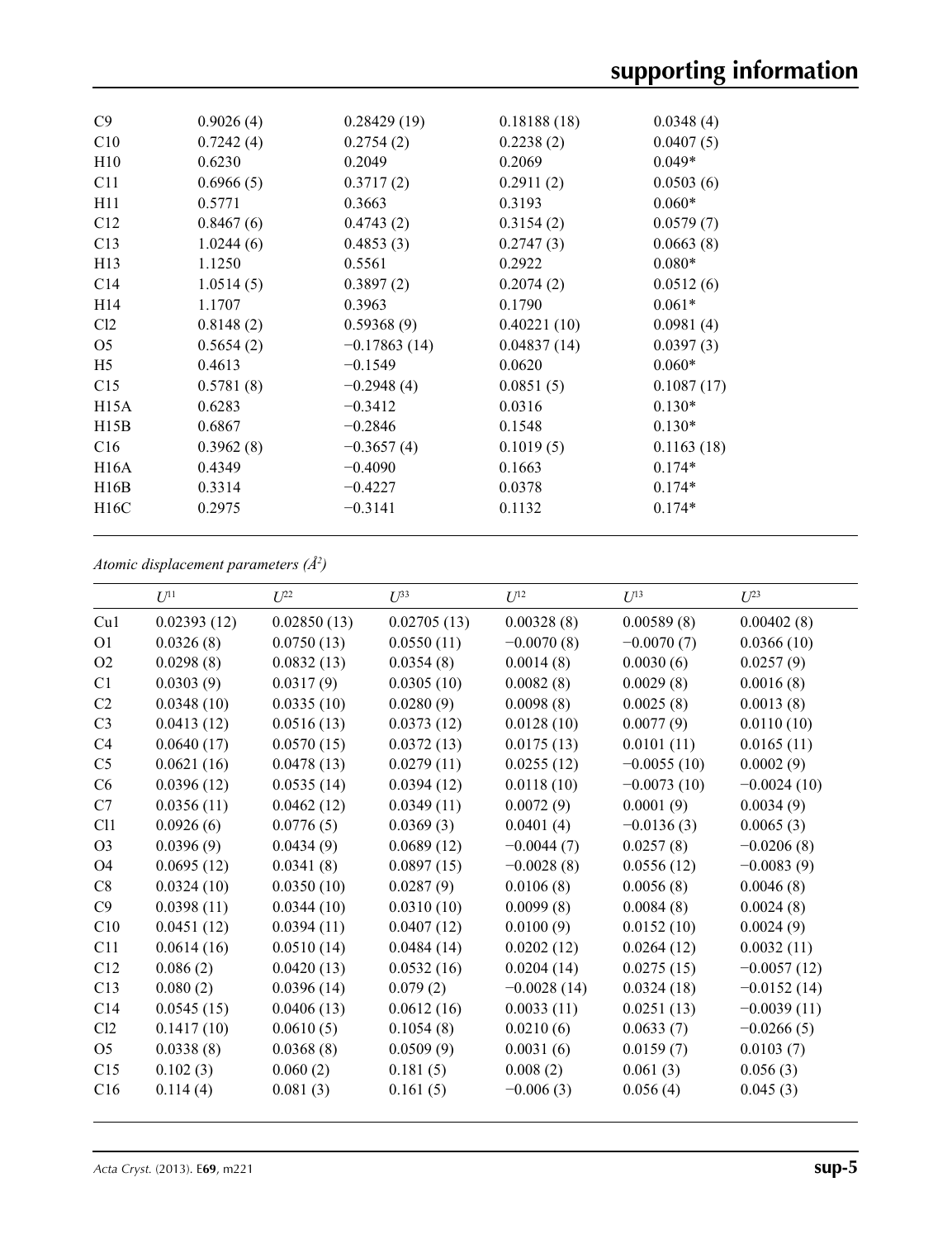| | | | | |
|---|---|---|---|---|
| C9 | 0.9026 (4) | 0.28429 (19) | 0.18188 (18) | 0.0348 (4) |
| C10 | 0.7242 (4) | 0.2754 (2) | 0.2238 (2) | 0.0407 (5) |
| H10 | 0.6230 | 0.2049 | 0.2069 | 0.049* |
| C11 | 0.6966 (5) | 0.3717 (2) | 0.2911 (2) | 0.0503 (6) |
| H11 | 0.5771 | 0.3663 | 0.3193 | 0.060* |
| C12 | 0.8467 (6) | 0.4743 (2) | 0.3154 (2) | 0.0579 (7) |
| C13 | 1.0244 (6) | 0.4853 (3) | 0.2747 (3) | 0.0663 (8) |
| H13 | 1.1250 | 0.5561 | 0.2922 | 0.080* |
| C14 | 1.0514 (5) | 0.3897 (2) | 0.2074 (2) | 0.0512 (6) |
| H14 | 1.1707 | 0.3963 | 0.1790 | 0.061* |
| Cl2 | 0.8148 (2) | 0.59368 (9) | 0.40221 (10) | 0.0981 (4) |
| O5 | 0.5654 (2) | −0.17863 (14) | 0.04837 (14) | 0.0397 (3) |
| H5 | 0.4613 | −0.1549 | 0.0620 | 0.060* |
| C15 | 0.5781 (8) | −0.2948 (4) | 0.0851 (5) | 0.1087 (17) |
| H15A | 0.6283 | −0.3412 | 0.0316 | 0.130* |
| H15B | 0.6867 | −0.2846 | 0.1548 | 0.130* |
| C16 | 0.3962 (8) | −0.3657 (4) | 0.1019 (5) | 0.1163 (18) |
| H16A | 0.4349 | −0.4090 | 0.1663 | 0.174* |
| H16B | 0.3314 | −0.4227 | 0.0378 | 0.174* |
| H16C | 0.2975 | −0.3141 | 0.1132 | 0.174* |

*Atomic displacement parameters (Å$^2$)*

| | $U^{11}$ | $U^{22}$ | $U^{33}$ | $U^{12}$ | $U^{13}$ | $U^{23}$ |
|---|---|---|---|---|---|---|
| Cu1 | 0.02393 (12) | 0.02850 (13) | 0.02705 (13) | 0.00328 (8) | 0.00589 (8) | 0.00402 (8) |
| O1 | 0.0326 (8) | 0.0750 (13) | 0.0550 (11) | −0.0070 (8) | −0.0070 (7) | 0.0366 (10) |
| O2 | 0.0298 (8) | 0.0832 (13) | 0.0354 (8) | 0.0014 (8) | 0.0030 (6) | 0.0257 (9) |
| C1 | 0.0303 (9) | 0.0317 (9) | 0.0305 (10) | 0.0082 (8) | 0.0029 (8) | 0.0016 (8) |
| C2 | 0.0348 (10) | 0.0335 (10) | 0.0280 (9) | 0.0098 (8) | 0.0025 (8) | 0.0013 (8) |
| C3 | 0.0413 (12) | 0.0516 (13) | 0.0373 (12) | 0.0128 (10) | 0.0077 (9) | 0.0110 (10) |
| C4 | 0.0640 (17) | 0.0570 (15) | 0.0372 (13) | 0.0175 (13) | 0.0101 (11) | 0.0165 (11) |
| C5 | 0.0621 (16) | 0.0478 (13) | 0.0279 (11) | 0.0255 (12) | −0.0055 (10) | 0.0002 (9) |
| C6 | 0.0396 (12) | 0.0535 (14) | 0.0394 (12) | 0.0118 (10) | −0.0073 (10) | −0.0024 (10) |
| C7 | 0.0356 (11) | 0.0462 (12) | 0.0349 (11) | 0.0072 (9) | 0.0001 (9) | 0.0034 (9) |
| Cl1 | 0.0926 (6) | 0.0776 (5) | 0.0369 (3) | 0.0401 (4) | −0.0136 (3) | 0.0065 (3) |
| O3 | 0.0396 (9) | 0.0434 (9) | 0.0689 (12) | −0.0044 (7) | 0.0257 (8) | −0.0206 (8) |
| O4 | 0.0695 (12) | 0.0341 (8) | 0.0897 (15) | −0.0028 (8) | 0.0556 (12) | −0.0083 (9) |
| C8 | 0.0324 (10) | 0.0350 (10) | 0.0287 (9) | 0.0106 (8) | 0.0056 (8) | 0.0046 (8) |
| C9 | 0.0398 (11) | 0.0344 (10) | 0.0310 (10) | 0.0099 (8) | 0.0084 (8) | 0.0024 (8) |
| C10 | 0.0451 (12) | 0.0394 (11) | 0.0407 (12) | 0.0100 (9) | 0.0152 (10) | 0.0024 (9) |
| C11 | 0.0614 (16) | 0.0510 (14) | 0.0484 (14) | 0.0202 (12) | 0.0264 (12) | 0.0032 (11) |
| C12 | 0.086 (2) | 0.0420 (13) | 0.0532 (16) | 0.0204 (14) | 0.0275 (15) | −0.0057 (12) |
| C13 | 0.080 (2) | 0.0396 (14) | 0.079 (2) | −0.0028 (14) | 0.0324 (18) | −0.0152 (14) |
| C14 | 0.0545 (15) | 0.0406 (13) | 0.0612 (16) | 0.0033 (11) | 0.0251 (13) | −0.0039 (11) |
| Cl2 | 0.1417 (10) | 0.0610 (5) | 0.1054 (8) | 0.0210 (6) | 0.0633 (7) | −0.0266 (5) |
| O5 | 0.0338 (8) | 0.0368 (8) | 0.0509 (9) | 0.0031 (6) | 0.0159 (7) | 0.0103 (7) |
| C15 | 0.102 (3) | 0.060 (2) | 0.181 (5) | 0.008 (2) | 0.061 (3) | 0.056 (3) |
| C16 | 0.114 (4) | 0.081 (3) | 0.161 (5) | −0.006 (3) | 0.056 (4) | 0.045 (3) |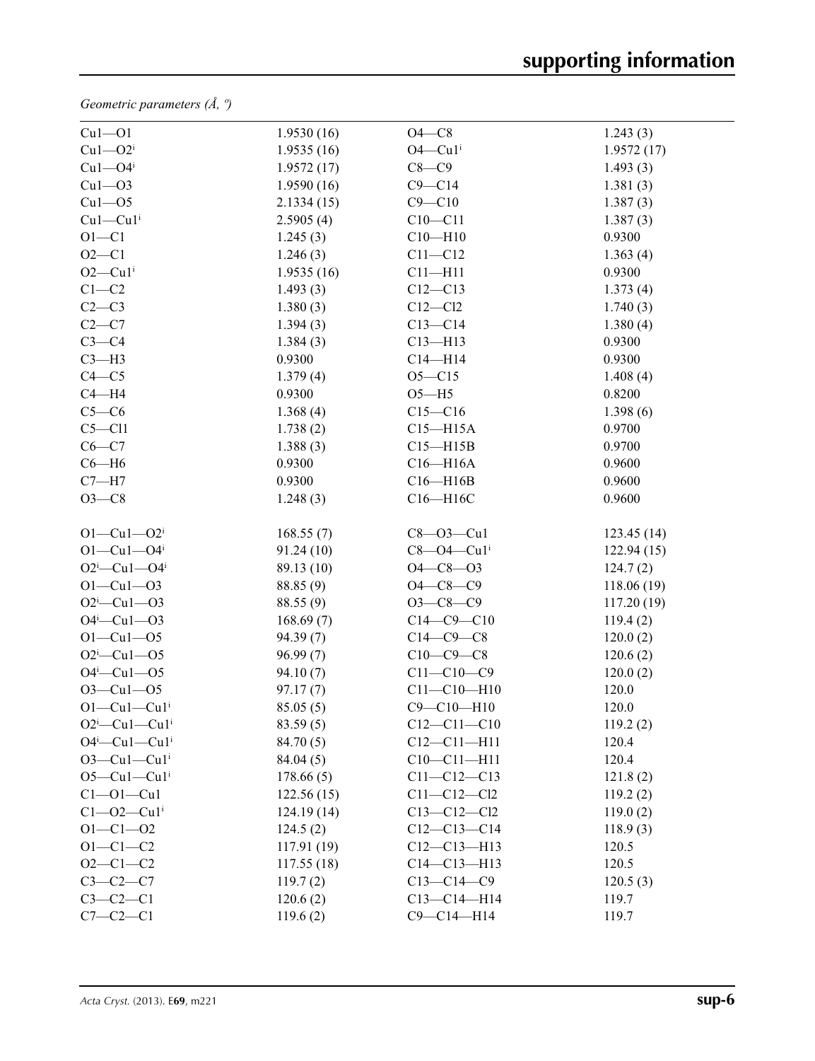*Geometric parameters (Å, º)*

| | | | |
|---|---|---|---|
| Cu1—O1 | 1.9530 (16) | O4—C8 | 1.243 (3) |
| Cu1—O2$^{i}$ | 1.9535 (16) | O4—Cu1$^{i}$ | 1.9572 (17) |
| Cu1—O4$^{i}$ | 1.9572 (17) | C8—C9 | 1.493 (3) |
| Cu1—O3 | 1.9590 (16) | C9—C14 | 1.381 (3) |
| Cu1—O5 | 2.1334 (15) | C9—C10 | 1.387 (3) |
| Cu1—Cu1$^{i}$ | 2.5905 (4) | C10—C11 | 1.387 (3) |
| O1—C1 | 1.245 (3) | C10—H10 | 0.9300 |
| O2—C1 | 1.246 (3) | C11—C12 | 1.363 (4) |
| O2—Cu1$^{i}$ | 1.9535 (16) | C11—H11 | 0.9300 |
| C1—C2 | 1.493 (3) | C12—C13 | 1.373 (4) |
| C2—C3 | 1.380 (3) | C12—Cl2 | 1.740 (3) |
| C2—C7 | 1.394 (3) | C13—C14 | 1.380 (4) |
| C3—C4 | 1.384 (3) | C13—H13 | 0.9300 |
| C3—H3 | 0.9300 | C14—H14 | 0.9300 |
| C4—C5 | 1.379 (4) | O5—C15 | 1.408 (4) |
| C4—H4 | 0.9300 | O5—H5 | 0.8200 |
| C5—C6 | 1.368 (4) | C15—C16 | 1.398 (6) |
| C5—Cl1 | 1.738 (2) | C15—H15A | 0.9700 |
| C6—C7 | 1.388 (3) | C15—H15B | 0.9700 |
| C6—H6 | 0.9300 | C16—H16A | 0.9600 |
| C7—H7 | 0.9300 | C16—H16B | 0.9600 |
| O3—C8 | 1.248 (3) | C16—H16C | 0.9600 |
| | | | |
| O1—Cu1—O2$^{i}$ | 168.55 (7) | C8—O3—Cu1 | 123.45 (14) |
| O1—Cu1—O4$^{i}$ | 91.24 (10) | C8—O4—Cu1$^{i}$ | 122.94 (15) |
| O2$^{i}$—Cu1—O4$^{i}$ | 89.13 (10) | O4—C8—O3 | 124.7 (2) |
| O1—Cu1—O3 | 88.85 (9) | O4—C8—C9 | 118.06 (19) |
| O2$^{i}$—Cu1—O3 | 88.55 (9) | O3—C8—C9 | 117.20 (19) |
| O4$^{i}$—Cu1—O3 | 168.69 (7) | C14—C9—C10 | 119.4 (2) |
| O1—Cu1—O5 | 94.39 (7) | C14—C9—C8 | 120.0 (2) |
| O2$^{i}$—Cu1—O5 | 96.99 (7) | C10—C9—C8 | 120.6 (2) |
| O4$^{i}$—Cu1—O5 | 94.10 (7) | C11—C10—C9 | 120.0 (2) |
| O3—Cu1—O5 | 97.17 (7) | C11—C10—H10 | 120.0 |
| O1—Cu1—Cu1$^{i}$ | 85.05 (5) | C9—C10—H10 | 120.0 |
| O2$^{i}$—Cu1—Cu1$^{i}$ | 83.59 (5) | C12—C11—C10 | 119.2 (2) |
| O4$^{i}$—Cu1—Cu1$^{i}$ | 84.70 (5) | C12—C11—H11 | 120.4 |
| O3—Cu1—Cu1$^{i}$ | 84.04 (5) | C10—C11—H11 | 120.4 |
| O5—Cu1—Cu1$^{i}$ | 178.66 (5) | C11—C12—C13 | 121.8 (2) |
| C1—O1—Cu1 | 122.56 (15) | C11—C12—Cl2 | 119.2 (2) |
| C1—O2—Cu1$^{i}$ | 124.19 (14) | C13—C12—Cl2 | 119.0 (2) |
| O1—C1—O2 | 124.5 (2) | C12—C13—C14 | 118.9 (3) |
| O1—C1—C2 | 117.91 (19) | C12—C13—H13 | 120.5 |
| O2—C1—C2 | 117.55 (18) | C14—C13—H13 | 120.5 |
| C3—C2—C7 | 119.7 (2) | C13—C14—C9 | 120.5 (3) |
| C3—C2—C1 | 120.6 (2) | C13—C14—H14 | 119.7 |
| C7—C2—C1 | 119.6 (2) | C9—C14—H14 | 119.7 |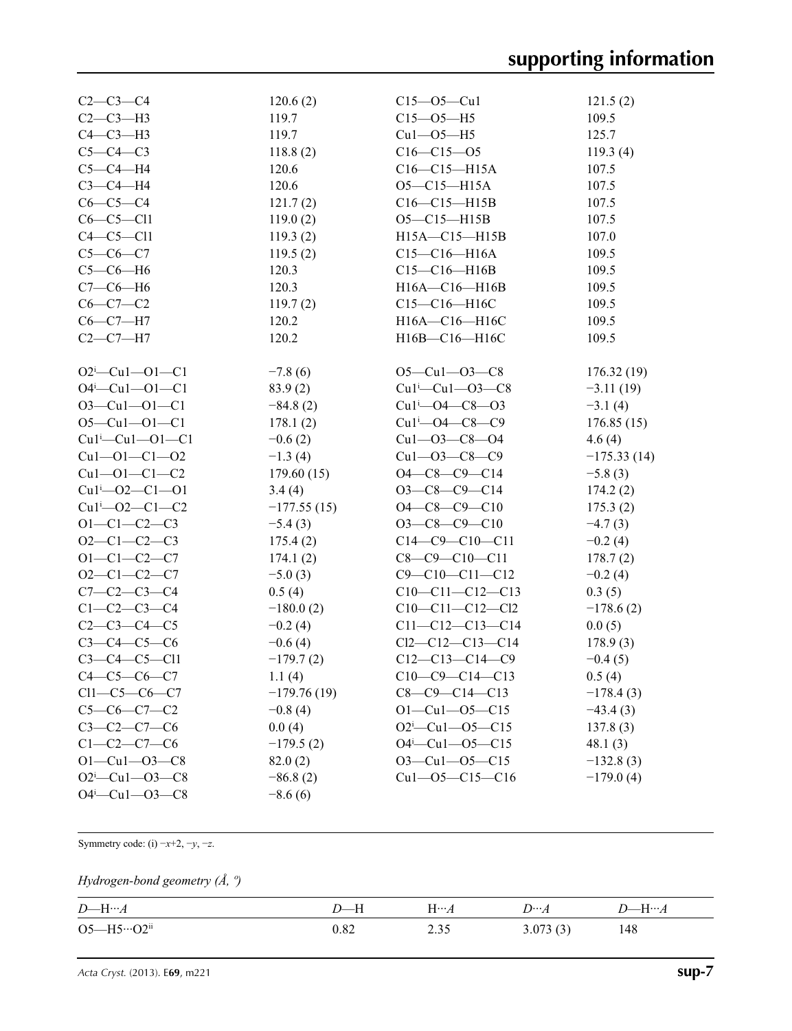| | | | |
|---|---|---|---|
| C2—C3—C4 | 120.6 (2) | C15—O5—Cu1 | 121.5 (2) |
| C2—C3—H3 | 119.7 | C15—O5—H5 | 109.5 |
| C4—C3—H3 | 119.7 | Cu1—O5—H5 | 125.7 |
| C5—C4—C3 | 118.8 (2) | C16—C15—O5 | 119.3 (4) |
| C5—C4—H4 | 120.6 | C16—C15—H15A | 107.5 |
| C3—C4—H4 | 120.6 | O5—C15—H15A | 107.5 |
| C6—C5—C4 | 121.7 (2) | C16—C15—H15B | 107.5 |
| C6—C5—Cl1 | 119.0 (2) | O5—C15—H15B | 107.5 |
| C4—C5—Cl1 | 119.3 (2) | H15A—C15—H15B | 107.0 |
| C5—C6—C7 | 119.5 (2) | C15—C16—H16A | 109.5 |
| C5—C6—H6 | 120.3 | C15—C16—H16B | 109.5 |
| C7—C6—H6 | 120.3 | H16A—C16—H16B | 109.5 |
| C6—C7—C2 | 119.7 (2) | C15—C16—H16C | 109.5 |
| C6—C7—H7 | 120.2 | H16A—C16—H16C | 109.5 |
| C2—C7—H7 | 120.2 | H16B—C16—H16C | 109.5 |
| | | | |
| O2$^{i}$—Cu1—O1—C1 | −7.8 (6) | O5—Cu1—O3—C8 | 176.32 (19) |
| O4$^{i}$—Cu1—O1—C1 | 83.9 (2) | Cu1$^{i}$—Cu1—O3—C8 | −3.11 (19) |
| O3—Cu1—O1—C1 | −84.8 (2) | Cu1$^{i}$—O4—C8—O3 | −3.1 (4) |
| O5—Cu1—O1—C1 | 178.1 (2) | Cu1$^{i}$—O4—C8—C9 | 176.85 (15) |
| Cu1$^{i}$—Cu1—O1—C1 | −0.6 (2) | Cu1—O3—C8—O4 | 4.6 (4) |
| Cu1—O1—C1—O2 | −1.3 (4) | Cu1—O3—C8—C9 | −175.33 (14) |
| Cu1—O1—C1—C2 | 179.60 (15) | O4—C8—C9—C14 | −5.8 (3) |
| Cu1$^{i}$—O2—C1—O1 | 3.4 (4) | O3—C8—C9—C14 | 174.2 (2) |
| Cu1$^{i}$—O2—C1—C2 | −177.55 (15) | O4—C8—C9—C10 | 175.3 (2) |
| O1—C1—C2—C3 | −5.4 (3) | O3—C8—C9—C10 | −4.7 (3) |
| O2—C1—C2—C3 | 175.4 (2) | C14—C9—C10—C11 | −0.2 (4) |
| O1—C1—C2—C7 | 174.1 (2) | C8—C9—C10—C11 | 178.7 (2) |
| O2—C1—C2—C7 | −5.0 (3) | C9—C10—C11—C12 | −0.2 (4) |
| C7—C2—C3—C4 | 0.5 (4) | C10—C11—C12—C13 | 0.3 (5) |
| C1—C2—C3—C4 | −180.0 (2) | C10—C11—C12—Cl2 | −178.6 (2) |
| C2—C3—C4—C5 | −0.2 (4) | C11—C12—C13—C14 | 0.0 (5) |
| C3—C4—C5—C6 | −0.6 (4) | Cl2—C12—C13—C14 | 178.9 (3) |
| C3—C4—C5—Cl1 | −179.7 (2) | C12—C13—C14—C9 | −0.4 (5) |
| C4—C5—C6—C7 | 1.1 (4) | C10—C9—C14—C13 | 0.5 (4) |
| Cl1—C5—C6—C7 | −179.76 (19) | C8—C9—C14—C13 | −178.4 (3) |
| C5—C6—C7—C2 | −0.8 (4) | O1—Cu1—O5—C15 | −43.4 (3) |
| C3—C2—C7—C6 | 0.0 (4) | O2$^{i}$—Cu1—O5—C15 | 137.8 (3) |
| C1—C2—C7—C6 | −179.5 (2) | O4$^{i}$—Cu1—O5—C15 | 48.1 (3) |
| O1—Cu1—O3—C8 | 82.0 (2) | O3—Cu1—O5—C15 | −132.8 (3) |
| O2$^{i}$—Cu1—O3—C8 | −86.8 (2) | Cu1—O5—C15—C16 | −179.0 (4) |
| O4$^{i}$—Cu1—O3—C8 | −8.6 (6) | | |

Symmetry code: (i) $-x+2, -y, -z$.

*Hydrogen-bond geometry (Å, º)*

| $D$—H···$A$ | $D$—H | H···$A$ | $D$···$A$ | $D$—H···$A$ |
|---|---|---|---|---|
| O5—H5···O2$^{ii}$ | 0.82 | 2.35 | 3.073 (3) | 148 |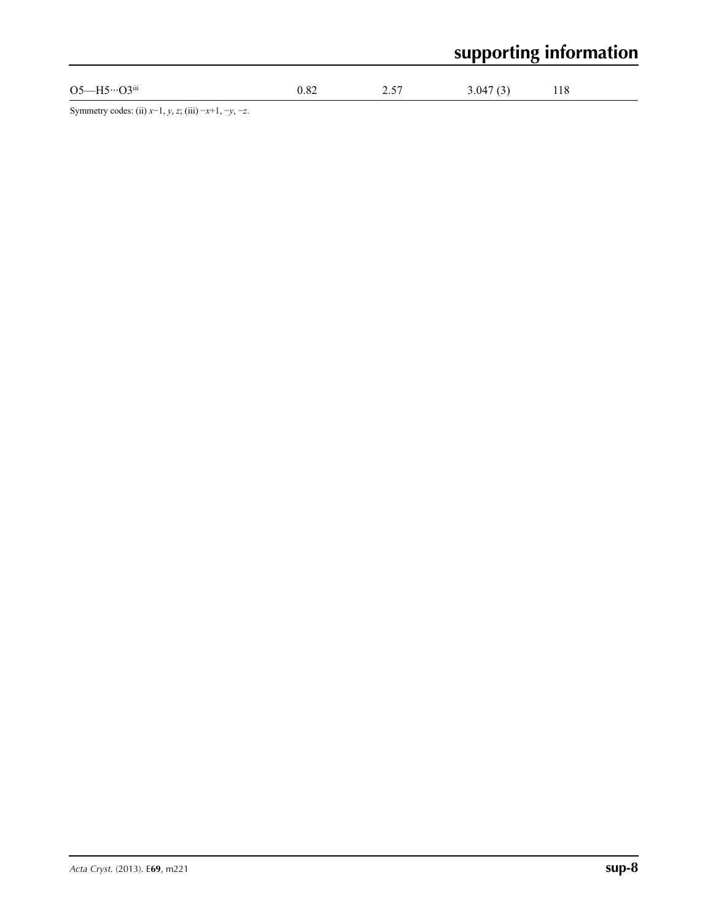| | | | | |
|---|---|---|---|---|
| O5—H5···O3[iii] | 0.82 | 2.57 | 3.047 (3) | 118 |

Symmetry codes: (ii) $x-1, y, z$; (iii) $-x+1, -y, -z$.